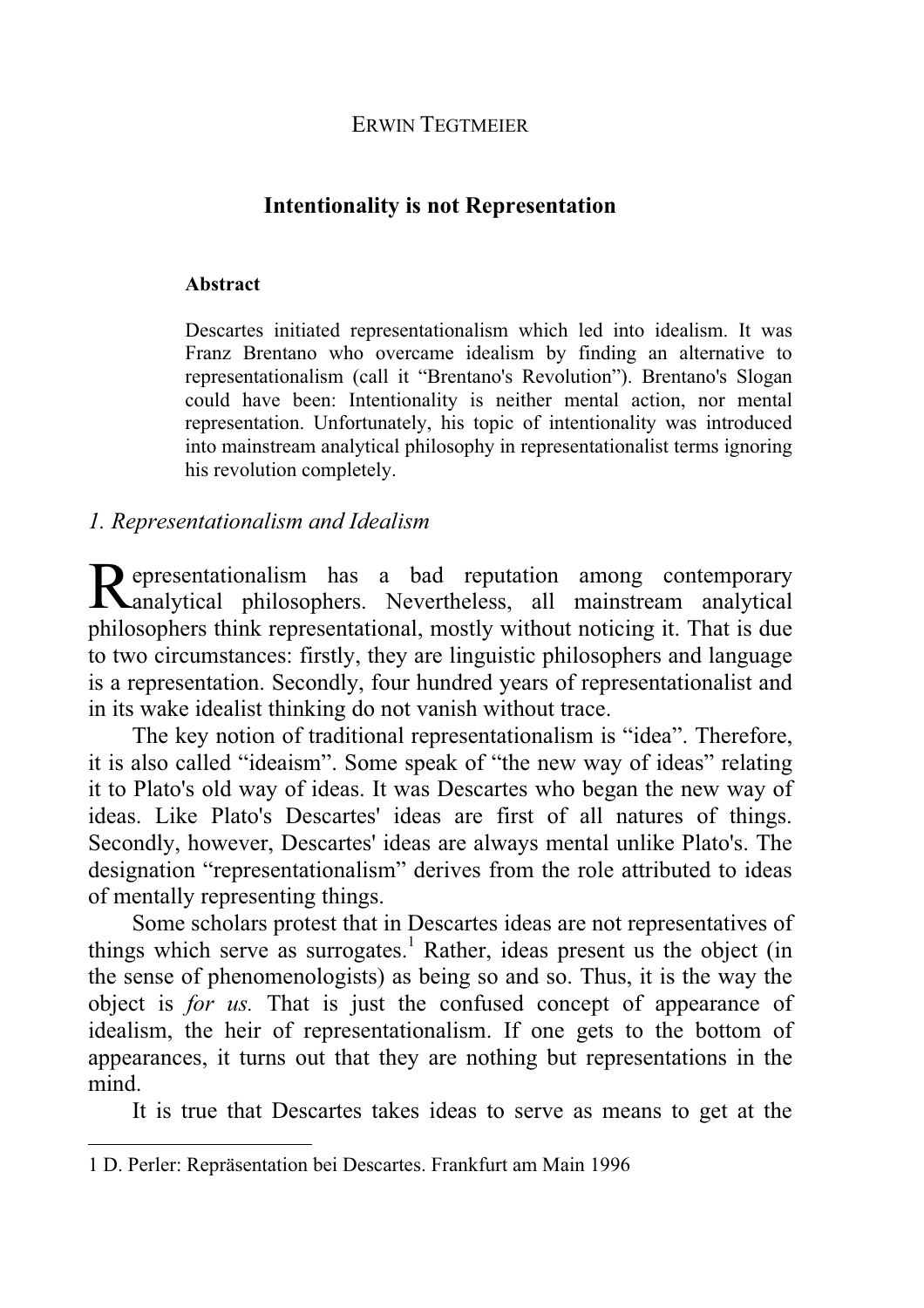ERWIN TEGTMEIER

# Intentionality is not Representation

**Abstract**

Descartes initiated representationalism which led into idealism. It was Franz Brentano who overcame idealism by finding an alternative to representationalism (call it "Brentano's Revolution"). Brentano's Slogan could have been: Intentionality is neither mental action, nor mental representation. Unfortunately, his topic of intentionality was introduced into mainstream analytical philosophy in representationalist terms ignoring his revolution completely.

## *1. Representationalism and Idealism*

Representationalism has a bad reputation among contemporary analytical philosophers. Nevertheless, all mainstream analytical philosophers think representational, mostly without noticing it. That is due to two circumstances: firstly, they are linguistic philosophers and language is a representation. Secondly, four hundred years of representationalist and in its wake idealist thinking do not vanish without trace.

The key notion of traditional representationalism is "idea". Therefore, it is also called "ideaism". Some speak of "the new way of ideas" relating it to Plato's old way of ideas. It was Descartes who began the new way of ideas. Like Plato's Descartes' ideas are first of all natures of things. Secondly, however, Descartes' ideas are always mental unlike Plato's. The designation "representationalism" derives from the role attributed to ideas of mentally representing things.

Some scholars protest that in Descartes ideas are not representatives of things which serve as surrogates.[1] Rather, ideas present us the object (in the sense of phenomenologists) as being so and so. Thus, it is the way the object is *for us.* That is just the confused concept of appearance of idealism, the heir of representationalism. If one gets to the bottom of appearances, it turns out that they are nothing but representations in the mind.

It is true that Descartes takes ideas to serve as means to get at the

---

1 D. Perler: Repräsentation bei Descartes. Frankfurt am Main 1996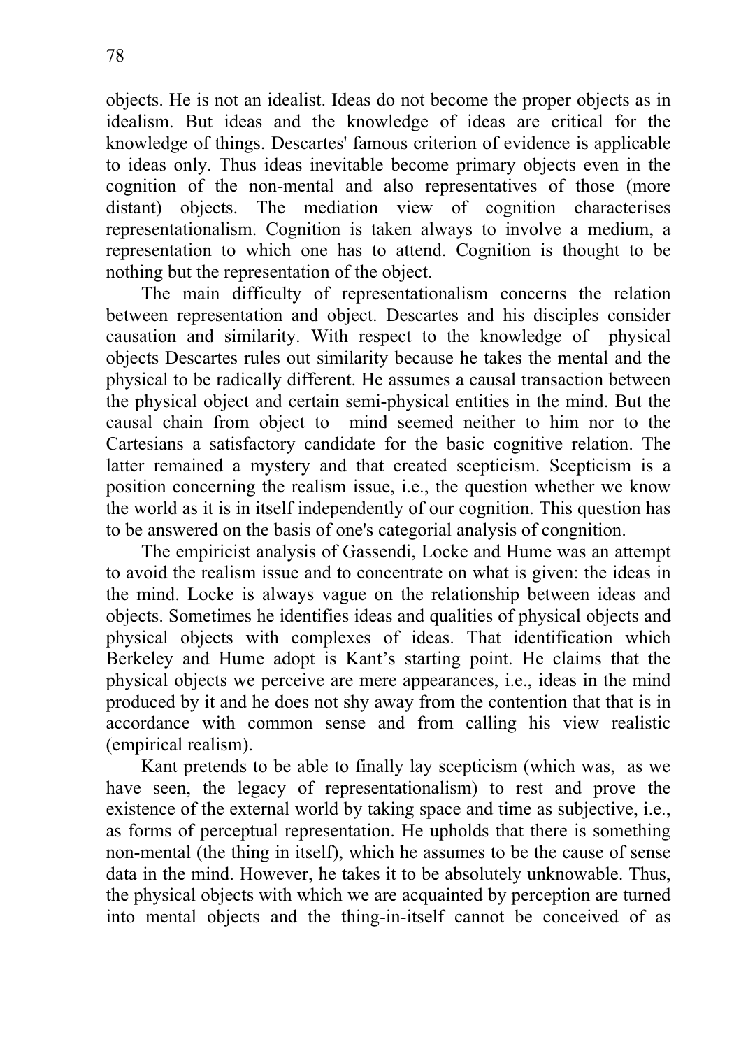objects. He is not an idealist. Ideas do not become the proper objects as in idealism. But ideas and the knowledge of ideas are critical for the knowledge of things. Descartes' famous criterion of evidence is applicable to ideas only. Thus ideas inevitable become primary objects even in the cognition of the non-mental and also representatives of those (more distant) objects. The mediation view of cognition characterises representationalism. Cognition is taken always to involve a medium, a representation to which one has to attend. Cognition is thought to be nothing but the representation of the object.

The main difficulty of representationalism concerns the relation between representation and object. Descartes and his disciples consider causation and similarity. With respect to the knowledge of physical objects Descartes rules out similarity because he takes the mental and the physical to be radically different. He assumes a causal transaction between the physical object and certain semi-physical entities in the mind. But the causal chain from object to mind seemed neither to him nor to the Cartesians a satisfactory candidate for the basic cognitive relation. The latter remained a mystery and that created scepticism. Scepticism is a position concerning the realism issue, i.e., the question whether we know the world as it is in itself independently of our cognition. This question has to be answered on the basis of one's categorial analysis of congnition.

The empiricist analysis of Gassendi, Locke and Hume was an attempt to avoid the realism issue and to concentrate on what is given: the ideas in the mind. Locke is always vague on the relationship between ideas and objects. Sometimes he identifies ideas and qualities of physical objects and physical objects with complexes of ideas. That identification which Berkeley and Hume adopt is Kant's starting point. He claims that the physical objects we perceive are mere appearances, i.e., ideas in the mind produced by it and he does not shy away from the contention that that is in accordance with common sense and from calling his view realistic (empirical realism).

Kant pretends to be able to finally lay scepticism (which was, as we have seen, the legacy of representationalism) to rest and prove the existence of the external world by taking space and time as subjective, i.e., as forms of perceptual representation. He upholds that there is something non-mental (the thing in itself), which he assumes to be the cause of sense data in the mind. However, he takes it to be absolutely unknowable. Thus, the physical objects with which we are acquainted by perception are turned into mental objects and the thing-in-itself cannot be conceived of as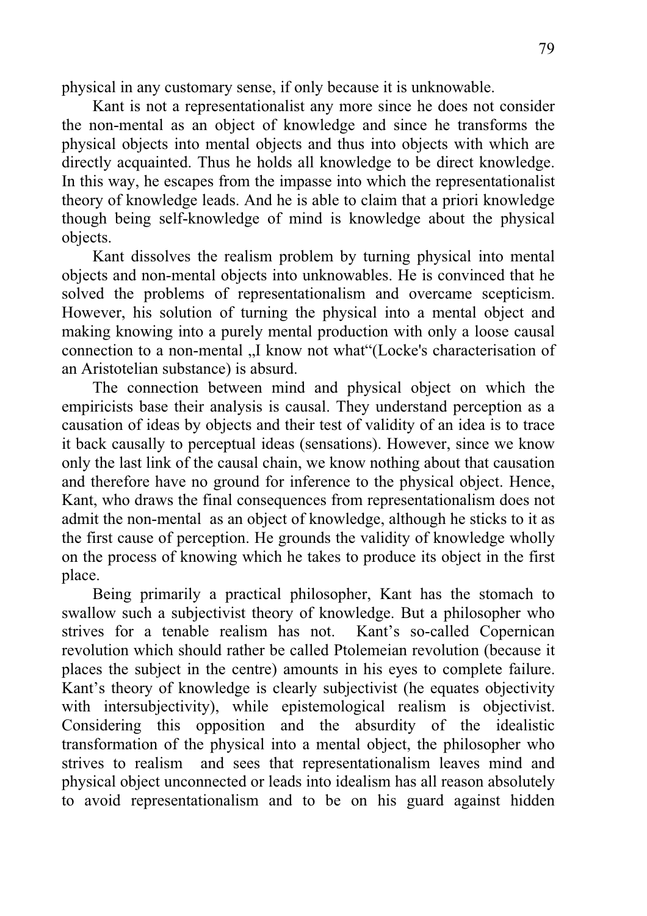physical in any customary sense, if only because it is unknowable.

Kant is not a representationalist any more since he does not consider the non-mental as an object of knowledge and since he transforms the physical objects into mental objects and thus into objects with which are directly acquainted. Thus he holds all knowledge to be direct knowledge. In this way, he escapes from the impasse into which the representationalist theory of knowledge leads. And he is able to claim that a priori knowledge though being self-knowledge of mind is knowledge about the physical objects.

Kant dissolves the realism problem by turning physical into mental objects and non-mental objects into unknowables. He is convinced that he solved the problems of representationalism and overcame scepticism. However, his solution of turning the physical into a mental object and making knowing into a purely mental production with only a loose causal connection to a non-mental „I know not what"(Locke's characterisation of an Aristotelian substance) is absurd.

The connection between mind and physical object on which the empiricists base their analysis is causal. They understand perception as a causation of ideas by objects and their test of validity of an idea is to trace it back causally to perceptual ideas (sensations). However, since we know only the last link of the causal chain, we know nothing about that causation and therefore have no ground for inference to the physical object. Hence, Kant, who draws the final consequences from representationalism does not admit the non-mental as an object of knowledge, although he sticks to it as the first cause of perception. He grounds the validity of knowledge wholly on the process of knowing which he takes to produce its object in the first place.

Being primarily a practical philosopher, Kant has the stomach to swallow such a subjectivist theory of knowledge. But a philosopher who strives for a tenable realism has not. Kant's so-called Copernican revolution which should rather be called Ptolemeian revolution (because it places the subject in the centre) amounts in his eyes to complete failure. Kant's theory of knowledge is clearly subjectivist (he equates objectivity with intersubjectivity), while epistemological realism is objectivist. Considering this opposition and the absurdity of the idealistic transformation of the physical into a mental object, the philosopher who strives to realism and sees that representationalism leaves mind and physical object unconnected or leads into idealism has all reason absolutely to avoid representationalism and to be on his guard against hidden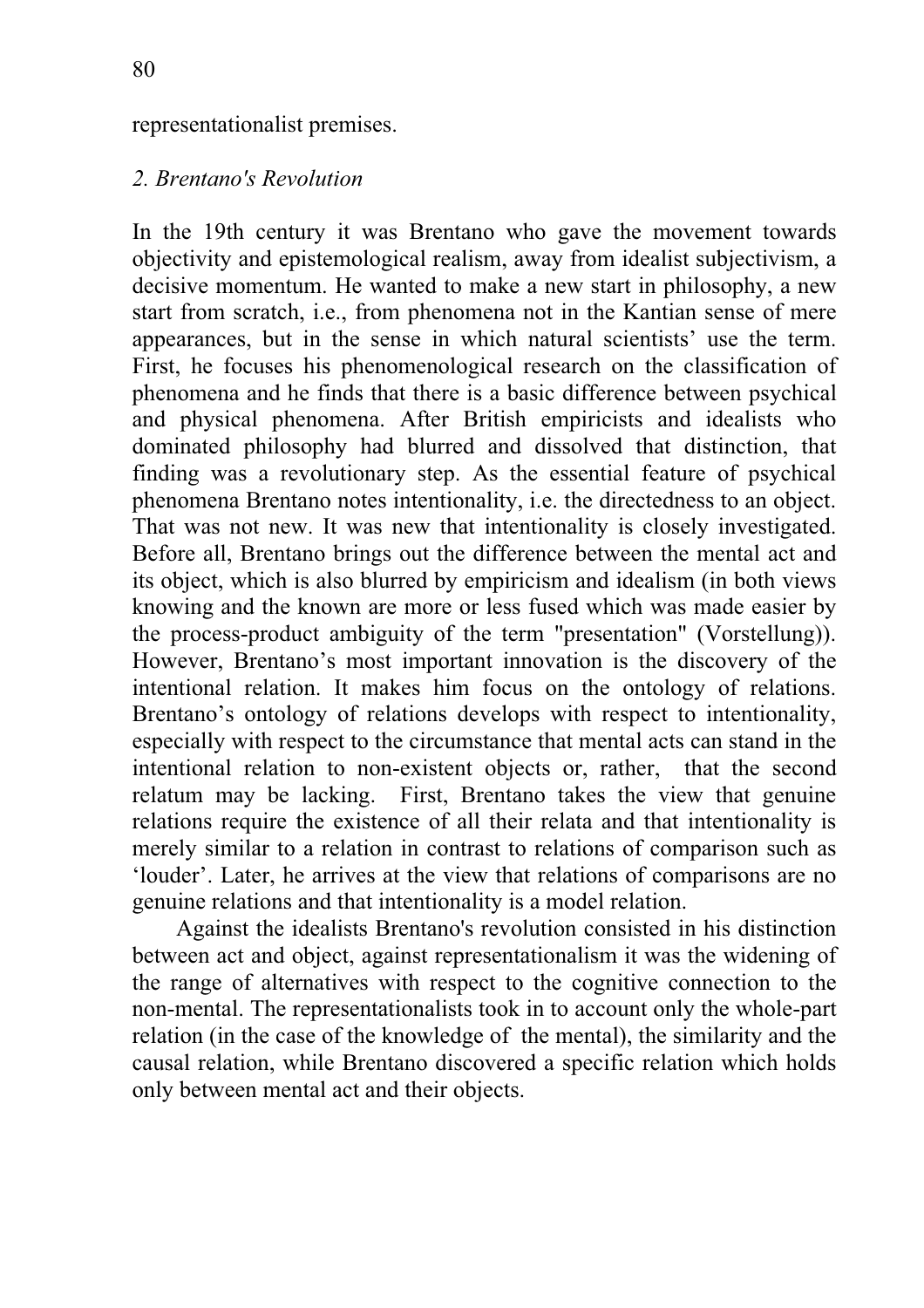representationalist premises.

## *2. Brentano's Revolution*

In the 19th century it was Brentano who gave the movement towards objectivity and epistemological realism, away from idealist subjectivism, a decisive momentum. He wanted to make a new start in philosophy, a new start from scratch, i.e., from phenomena not in the Kantian sense of mere appearances, but in the sense in which natural scientists' use the term. First, he focuses his phenomenological research on the classification of phenomena and he finds that there is a basic difference between psychical and physical phenomena. After British empiricists and idealists who dominated philosophy had blurred and dissolved that distinction, that finding was a revolutionary step. As the essential feature of psychical phenomena Brentano notes intentionality, i.e. the directedness to an object. That was not new. It was new that intentionality is closely investigated. Before all, Brentano brings out the difference between the mental act and its object, which is also blurred by empiricism and idealism (in both views knowing and the known are more or less fused which was made easier by the process-product ambiguity of the term "presentation" (Vorstellung)). However, Brentano's most important innovation is the discovery of the intentional relation. It makes him focus on the ontology of relations. Brentano's ontology of relations develops with respect to intentionality, especially with respect to the circumstance that mental acts can stand in the intentional relation to non-existent objects or, rather, that the second relatum may be lacking. First, Brentano takes the view that genuine relations require the existence of all their relata and that intentionality is merely similar to a relation in contrast to relations of comparison such as 'louder'. Later, he arrives at the view that relations of comparisons are no genuine relations and that intentionality is a model relation.

Against the idealists Brentano's revolution consisted in his distinction between act and object, against representationalism it was the widening of the range of alternatives with respect to the cognitive connection to the non-mental. The representationalists took in to account only the whole-part relation (in the case of the knowledge of the mental), the similarity and the causal relation, while Brentano discovered a specific relation which holds only between mental act and their objects.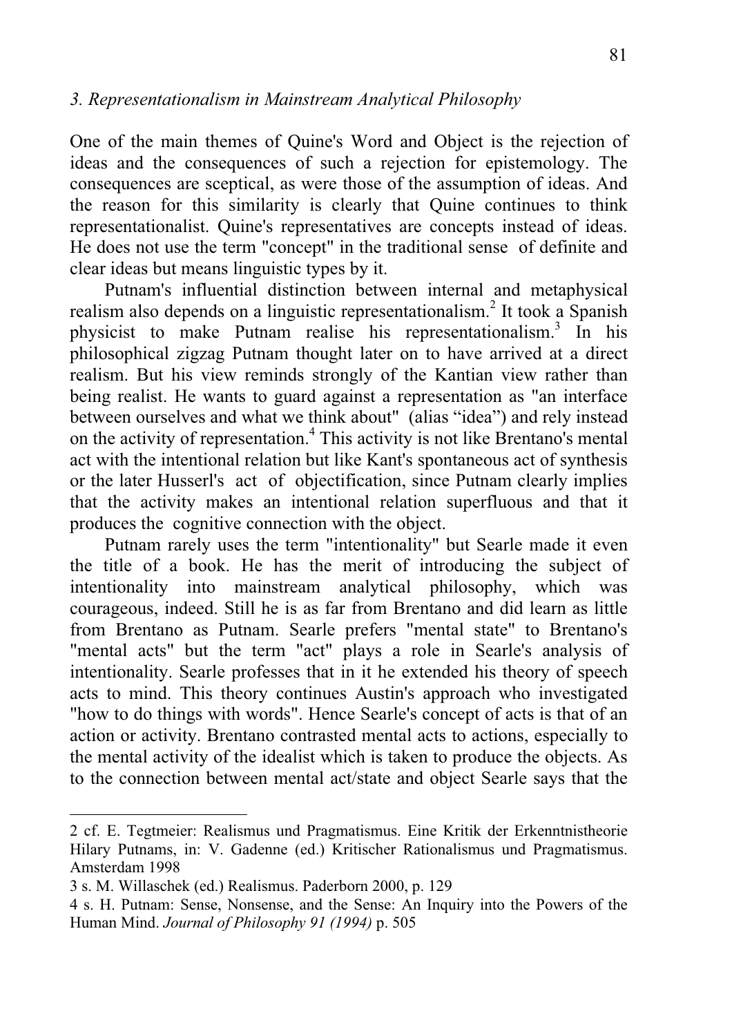### *3. Representationalism in Mainstream Analytical Philosophy*

One of the main themes of Quine's Word and Object is the rejection of ideas and the consequences of such a rejection for epistemology. The consequences are sceptical, as were those of the assumption of ideas. And the reason for this similarity is clearly that Quine continues to think representationalist. Quine's representatives are concepts instead of ideas. He does not use the term "concept" in the traditional sense of definite and clear ideas but means linguistic types by it.

Putnam's influential distinction between internal and metaphysical realism also depends on a linguistic representationalism.[2] It took a Spanish physicist to make Putnam realise his representationalism.[3] In his philosophical zigzag Putnam thought later on to have arrived at a direct realism. But his view reminds strongly of the Kantian view rather than being realist. He wants to guard against a representation as "an interface between ourselves and what we think about" (alias "idea") and rely instead on the activity of representation.[4] This activity is not like Brentano's mental act with the intentional relation but like Kant's spontaneous act of synthesis or the later Husserl's act of objectification, since Putnam clearly implies that the activity makes an intentional relation superfluous and that it produces the cognitive connection with the object.

Putnam rarely uses the term "intentionality" but Searle made it even the title of a book. He has the merit of introducing the subject of intentionality into mainstream analytical philosophy, which was courageous, indeed. Still he is as far from Brentano and did learn as little from Brentano as Putnam. Searle prefers "mental state" to Brentano's "mental acts" but the term "act" plays a role in Searle's analysis of intentionality. Searle professes that in it he extended his theory of speech acts to mind. This theory continues Austin's approach who investigated "how to do things with words". Hence Searle's concept of acts is that of an action or activity. Brentano contrasted mental acts to actions, especially to the mental activity of the idealist which is taken to produce the objects. As to the connection between mental act/state and object Searle says that the

---

2 cf. E. Tegtmeier: Realismus und Pragmatismus. Eine Kritik der Erkenntnistheorie Hilary Putnams, in: V. Gadenne (ed.) Kritischer Rationalismus und Pragmatismus. Amsterdam 1998

3 s. M. Willaschek (ed.) Realismus. Paderborn 2000, p. 129

4 s. H. Putnam: Sense, Nonsense, and the Sense: An Inquiry into the Powers of the Human Mind. *Journal of Philosophy 91 (1994)* p. 505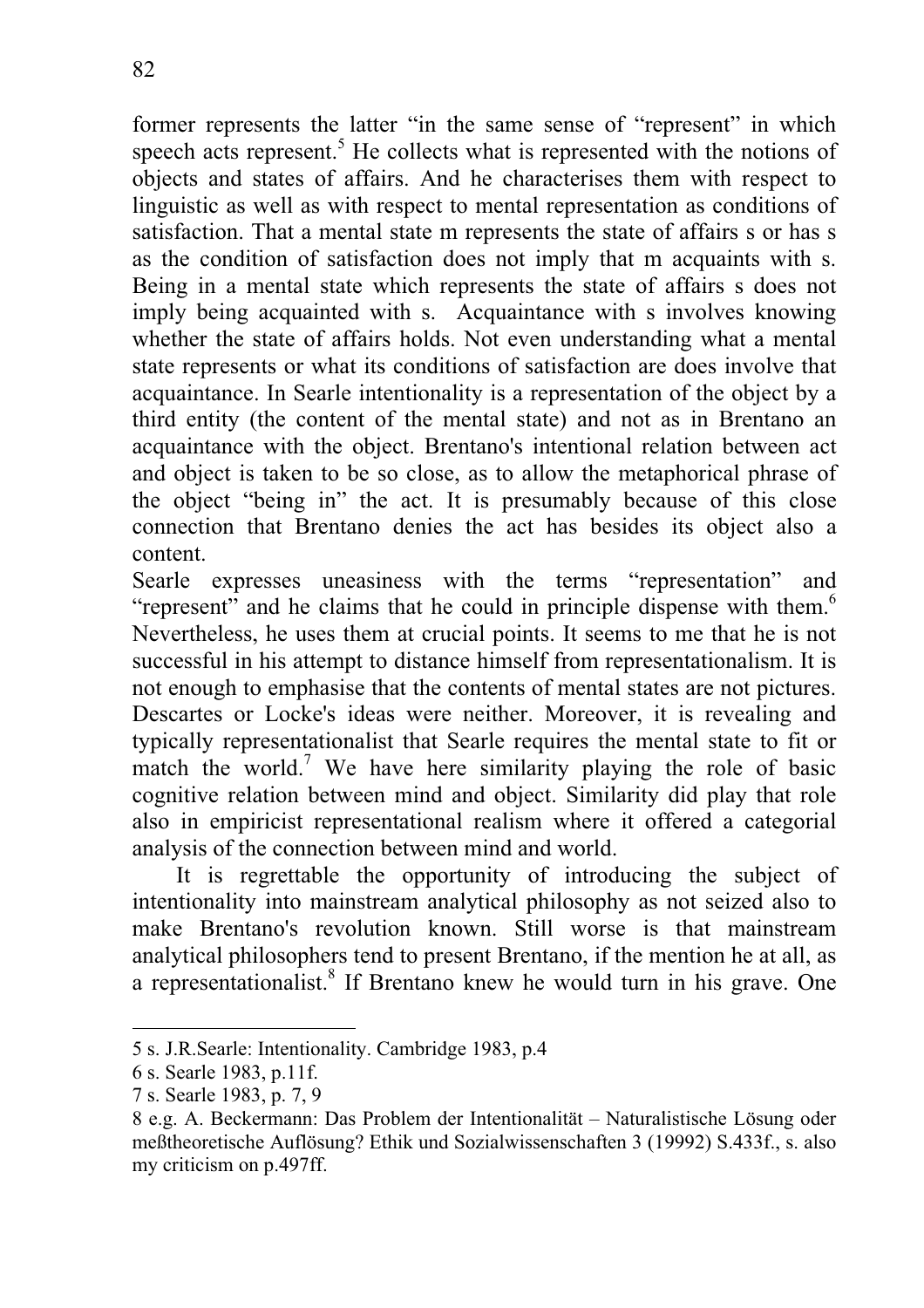former represents the latter "in the same sense of "represent" in which speech acts represent.[5] He collects what is represented with the notions of objects and states of affairs. And he characterises them with respect to linguistic as well as with respect to mental representation as conditions of satisfaction. That a mental state m represents the state of affairs s or has s as the condition of satisfaction does not imply that m acquaints with s. Being in a mental state which represents the state of affairs s does not imply being acquainted with s. Acquaintance with s involves knowing whether the state of affairs holds. Not even understanding what a mental state represents or what its conditions of satisfaction are does involve that acquaintance. In Searle intentionality is a representation of the object by a third entity (the content of the mental state) and not as in Brentano an acquaintance with the object. Brentano's intentional relation between act and object is taken to be so close, as to allow the metaphorical phrase of the object "being in" the act. It is presumably because of this close connection that Brentano denies the act has besides its object also a content.

Searle expresses uneasiness with the terms "representation" and "represent" and he claims that he could in principle dispense with them.[6] Nevertheless, he uses them at crucial points. It seems to me that he is not successful in his attempt to distance himself from representationalism. It is not enough to emphasise that the contents of mental states are not pictures. Descartes or Locke's ideas were neither. Moreover, it is revealing and typically representationalist that Searle requires the mental state to fit or match the world.[7] We have here similarity playing the role of basic cognitive relation between mind and object. Similarity did play that role also in empiricist representational realism where it offered a categorial analysis of the connection between mind and world.

It is regrettable the opportunity of introducing the subject of intentionality into mainstream analytical philosophy as not seized also to make Brentano's revolution known. Still worse is that mainstream analytical philosophers tend to present Brentano, if the mention he at all, as a representationalist.[8] If Brentano knew he would turn in his grave. One

---

5 s. J.R.Searle: Intentionality. Cambridge 1983, p.4

6 s. Searle 1983, p.11f.

7 s. Searle 1983, p. 7, 9

8 e.g. A. Beckermann: Das Problem der Intentionalität – Naturalistische Lösung oder meßtheoretische Auflösung? Ethik und Sozialwissenschaften 3 (19992) S.433f., s. also my criticism on p.497ff.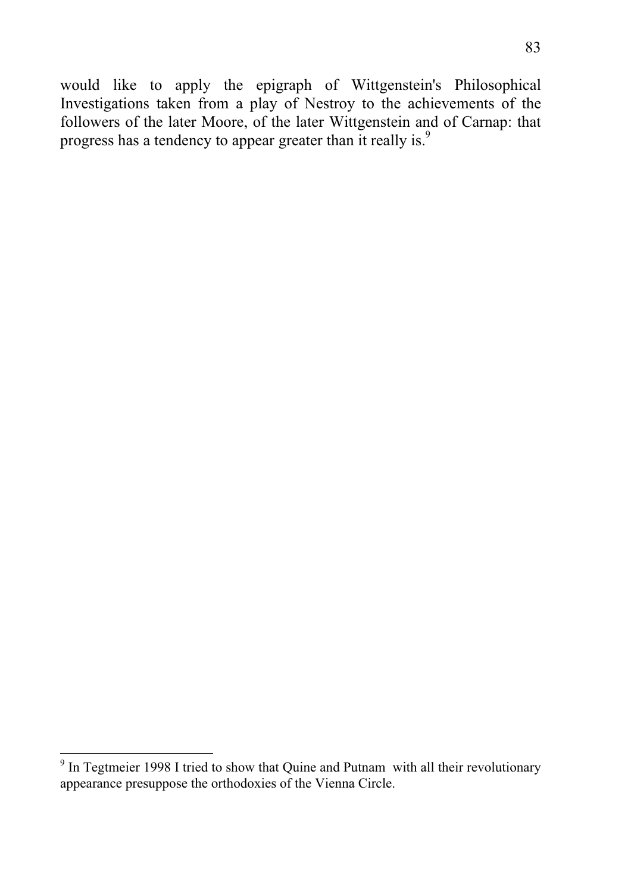would like to apply the epigraph of Wittgenstein's Philosophical Investigations taken from a play of Nestroy to the achievements of the followers of the later Moore, of the later Wittgenstein and of Carnap: that progress has a tendency to appear greater than it really is.[9]

---

[9] In Tegtmeier 1998 I tried to show that Quine and Putnam with all their revolutionary appearance presuppose the orthodoxies of the Vienna Circle.